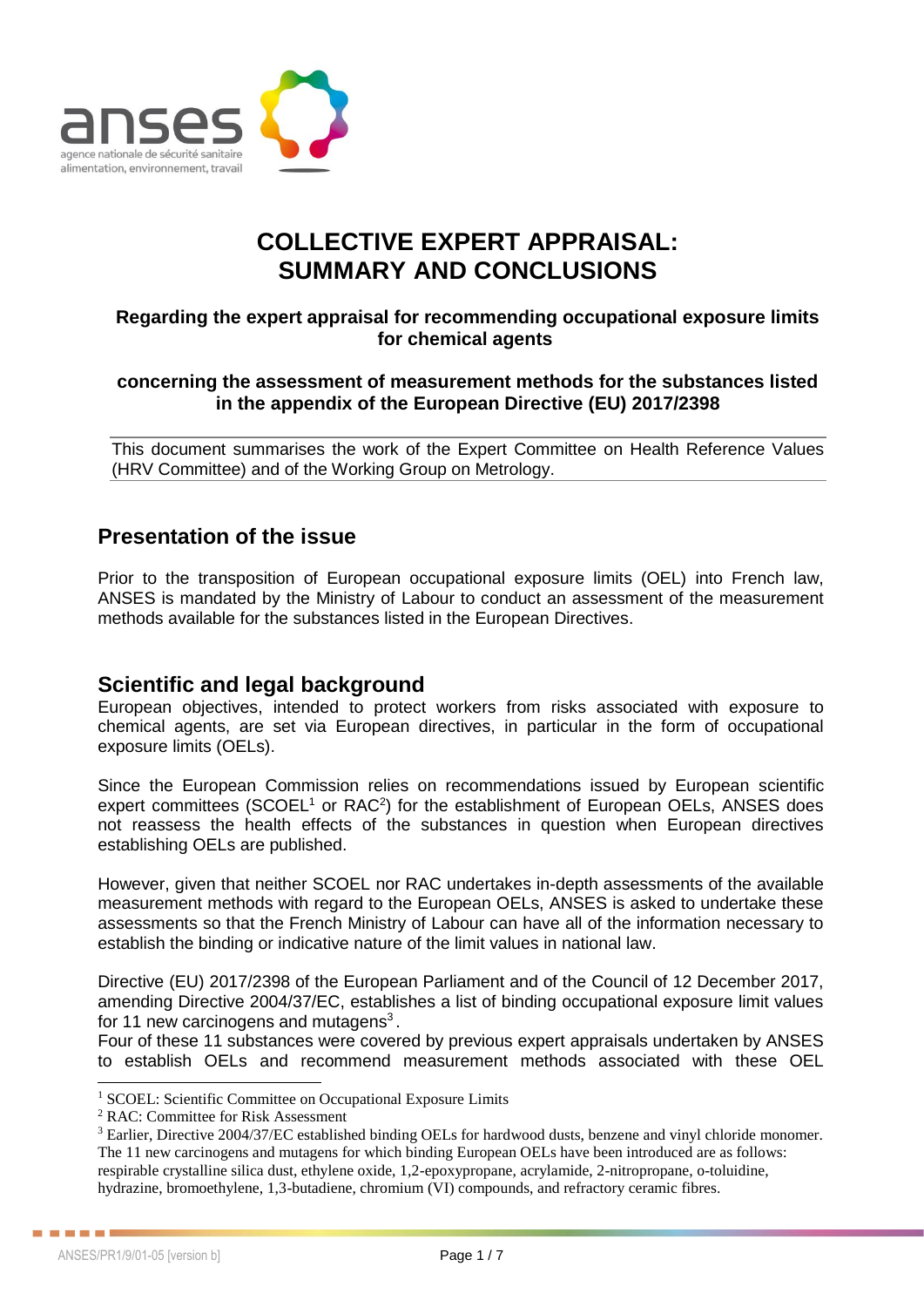# COLLECTIVE EXPERT APPRAISAL: SUMMARY AND CONCLUSIONS

**Regarding the expert appraisal for recommending occupational exposure limits for chemical agents**

**concerning the assessment of measurement methods for the substances listed in the appendix of the European Directive (EU) 2017/2398**

This document summarises the work of the Expert Committee on Health Reference Values (HRV Committee) and of the Working Group on Metrology.

## Presentation of the issue

Prior to the transposition of European occupational exposure limits (OEL) into French law, ANSES is mandated by the Ministry of Labour to conduct an assessment of the measurement methods available for the substances listed in the European Directives.

## Scientific and legal background

European objectives, intended to protect workers from risks associated with exposure to chemical agents, are set via European directives, in particular in the form of occupational exposure limits (OELs).

Since the European Commission relies on recommendations issued by European scientific expert committees (SCOEL[1] or RAC[2]) for the establishment of European OELs, ANSES does not reassess the health effects of the substances in question when European directives establishing OELs are published.

However, given that neither SCOEL nor RAC undertakes in-depth assessments of the available measurement methods with regard to the European OELs, ANSES is asked to undertake these assessments so that the French Ministry of Labour can have all of the information necessary to establish the binding or indicative nature of the limit values in national law.

Directive (EU) 2017/2398 of the European Parliament and of the Council of 12 December 2017, amending Directive 2004/37/EC, establishes a list of binding occupational exposure limit values for 11 new carcinogens and mutagens[3].

Four of these 11 substances were covered by previous expert appraisals undertaken by ANSES to establish OELs and recommend measurement methods associated with these OEL

---

[1] SCOEL: Scientific Committee on Occupational Exposure Limits

[2] RAC: Committee for Risk Assessment

[3] Earlier, Directive 2004/37/EC established binding OELs for hardwood dusts, benzene and vinyl chloride monomer. The 11 new carcinogens and mutagens for which binding European OELs have been introduced are as follows: respirable crystalline silica dust, ethylene oxide, 1,2-epoxypropane, acrylamide, 2-nitropropane, o-toluidine, hydrazine, bromoethylene, 1,3-butadiene, chromium (VI) compounds, and refractory ceramic fibres.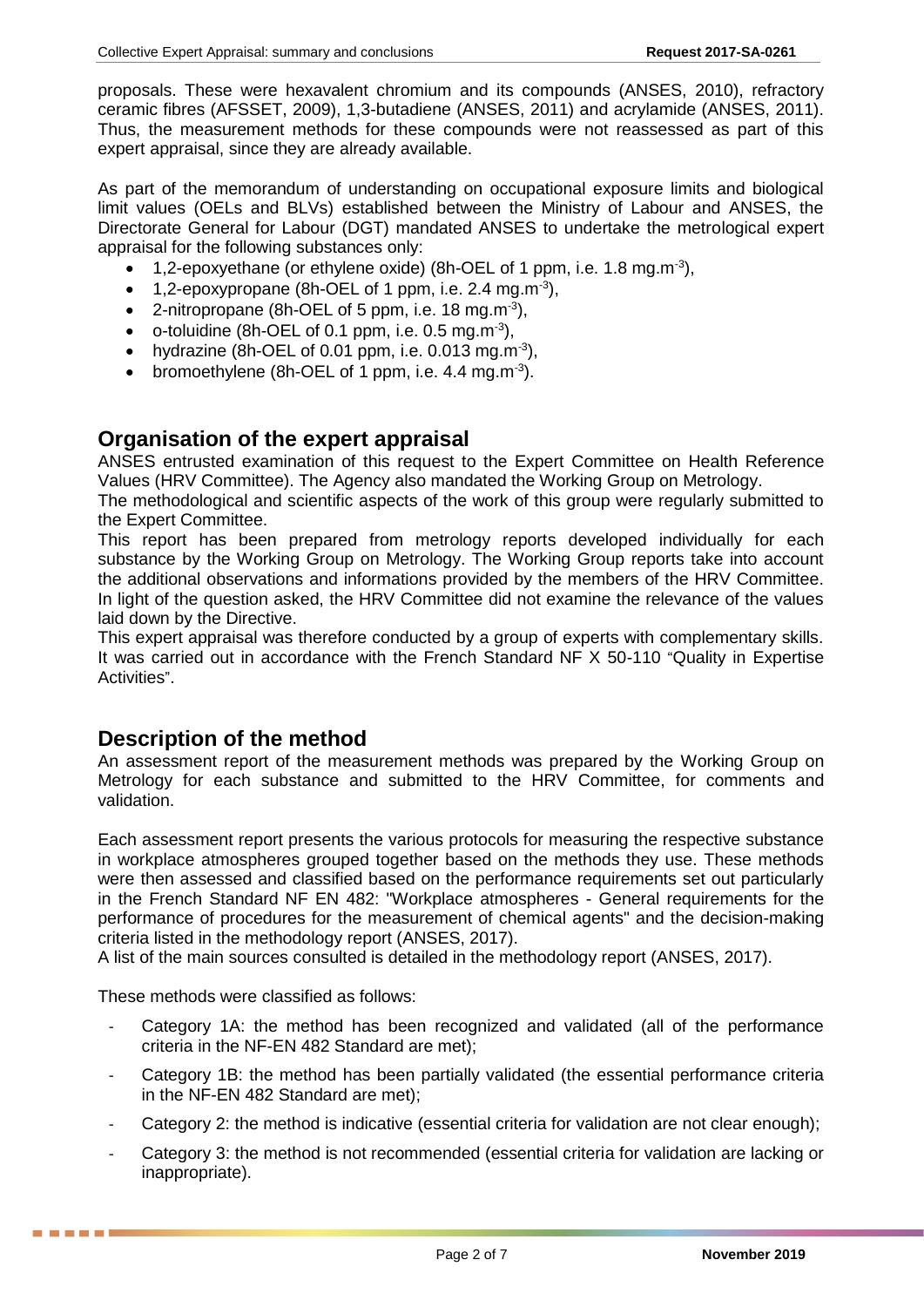proposals. These were hexavalent chromium and its compounds (ANSES, 2010), refractory ceramic fibres (AFSSET, 2009), 1,3-butadiene (ANSES, 2011) and acrylamide (ANSES, 2011). Thus, the measurement methods for these compounds were not reassessed as part of this expert appraisal, since they are already available.

As part of the memorandum of understanding on occupational exposure limits and biological limit values (OELs and BLVs) established between the Ministry of Labour and ANSES, the Directorate General for Labour (DGT) mandated ANSES to undertake the metrological expert appraisal for the following substances only:

- 1,2-epoxyethane (or ethylene oxide) (8h-OEL of 1 ppm, i.e. 1.8 $mg.m^{-3}$),
- 1,2-epoxypropane (8h-OEL of 1 ppm, i.e. 2.4 $mg.m^{-3}$),
- 2-nitropropane (8h-OEL of 5 ppm, i.e. 18 $mg.m^{-3}$),
- o-toluidine (8h-OEL of 0.1 ppm, i.e. 0.5 $mg.m^{-3}$),
- hydrazine (8h-OEL of 0.01 ppm, i.e. 0.013 $mg.m^{-3}$),
- bromoethylene (8h-OEL of 1 ppm, i.e. 4.4 $mg.m^{-3}$).

## Organisation of the expert appraisal

ANSES entrusted examination of this request to the Expert Committee on Health Reference Values (HRV Committee). The Agency also mandated the Working Group on Metrology.

The methodological and scientific aspects of the work of this group were regularly submitted to the Expert Committee.

This report has been prepared from metrology reports developed individually for each substance by the Working Group on Metrology. The Working Group reports take into account the additional observations and informations provided by the members of the HRV Committee. In light of the question asked, the HRV Committee did not examine the relevance of the values laid down by the Directive.

This expert appraisal was therefore conducted by a group of experts with complementary skills. It was carried out in accordance with the French Standard NF X 50-110 "Quality in Expertise Activities".

## Description of the method

An assessment report of the measurement methods was prepared by the Working Group on Metrology for each substance and submitted to the HRV Committee, for comments and validation.

Each assessment report presents the various protocols for measuring the respective substance in workplace atmospheres grouped together based on the methods they use. These methods were then assessed and classified based on the performance requirements set out particularly in the French Standard NF EN 482: "Workplace atmospheres - General requirements for the performance of procedures for the measurement of chemical agents" and the decision-making criteria listed in the methodology report (ANSES, 2017).

A list of the main sources consulted is detailed in the methodology report (ANSES, 2017).

These methods were classified as follows:

- Category 1A: the method has been recognized and validated (all of the performance criteria in the NF-EN 482 Standard are met);
- Category 1B: the method has been partially validated (the essential performance criteria in the NF-EN 482 Standard are met);
- Category 2: the method is indicative (essential criteria for validation are not clear enough);
- Category 3: the method is not recommended (essential criteria for validation are lacking or inappropriate).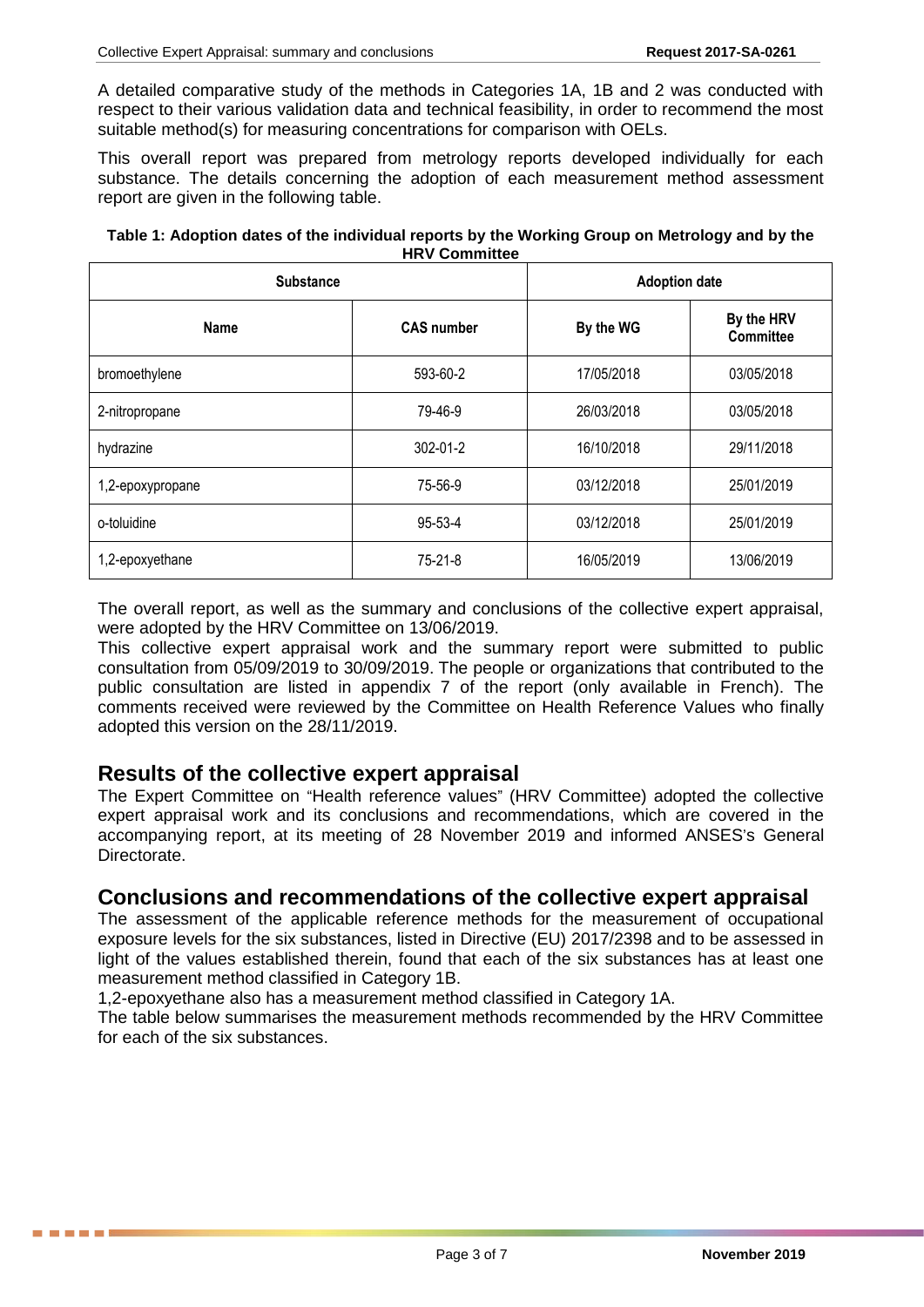A detailed comparative study of the methods in Categories 1A, 1B and 2 was conducted with respect to their various validation data and technical feasibility, in order to recommend the most suitable method(s) for measuring concentrations for comparison with OELs.

This overall report was prepared from metrology reports developed individually for each substance. The details concerning the adoption of each measurement method assessment report are given in the following table.

**Table 1: Adoption dates of the individual reports by the Working Group on Metrology and by the HRV Committee**

| Substance | | Adoption date | |
|---|---|---|---|
| Name | CAS number | By the WG | By the HRV Committee |
| bromoethylene | 593-60-2 | 17/05/2018 | 03/05/2018 |
| 2-nitropropane | 79-46-9 | 26/03/2018 | 03/05/2018 |
| hydrazine | 302-01-2 | 16/10/2018 | 29/11/2018 |
| 1,2-epoxypropane | 75-56-9 | 03/12/2018 | 25/01/2019 |
| o-toluidine | 95-53-4 | 03/12/2018 | 25/01/2019 |
| 1,2-epoxyethane | 75-21-8 | 16/05/2019 | 13/06/2019 |

The overall report, as well as the summary and conclusions of the collective expert appraisal, were adopted by the HRV Committee on 13/06/2019.

This collective expert appraisal work and the summary report were submitted to public consultation from 05/09/2019 to 30/09/2019. The people or organizations that contributed to the public consultation are listed in appendix 7 of the report (only available in French). The comments received were reviewed by the Committee on Health Reference Values who finally adopted this version on the 28/11/2019.

## Results of the collective expert appraisal

The Expert Committee on "Health reference values" (HRV Committee) adopted the collective expert appraisal work and its conclusions and recommendations, which are covered in the accompanying report, at its meeting of 28 November 2019 and informed ANSES's General Directorate.

## Conclusions and recommendations of the collective expert appraisal

The assessment of the applicable reference methods for the measurement of occupational exposure levels for the six substances, listed in Directive (EU) 2017/2398 and to be assessed in light of the values established therein, found that each of the six substances has at least one measurement method classified in Category 1B.

1,2-epoxyethane also has a measurement method classified in Category 1A.

The table below summarises the measurement methods recommended by the HRV Committee for each of the six substances.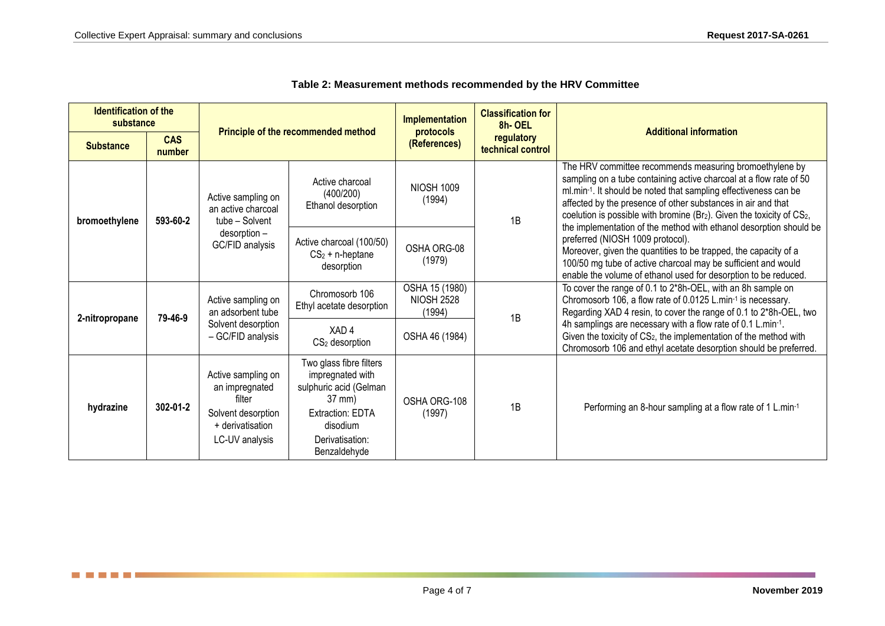**Table 2: Measurement methods recommended by the HRV Committee**

| Identification of the substance | | Principle of the recommended method | | Implementation protocols (References) | Classification for 8h- OEL regulatory technical control | Additional information |
|---|---|---|---|---|---|---|
| Substance | CAS number | | | | | |
| bromoethylene | 593-60-2 | Active sampling on an active charcoal tube – Solvent desorption – GC/FID analysis | Active charcoal (400/200) Ethanol desorption | NIOSH 1009 (1994) | 1B | The HRV committee recommends measuring bromoethylene by sampling on a tube containing active charcoal at a flow rate of 50 ml.min$^{-1}$. It should be noted that sampling effectiveness can be affected by the presence of other substances in air and that coelution is possible with bromine ($Br_2$). Given the toxicity of $CS_2$, the implementation of the method with ethanol desorption should be preferred (NIOSH 1009 protocol). Moreover, given the quantities to be trapped, the capacity of a 100/50 mg tube of active charcoal may be sufficient and would enable the volume of ethanol used for desorption to be reduced. |
| | | | Active charcoal (100/50) $CS_2$ + n-heptane desorption | OSHA ORG-08 (1979) | | |
| 2-nitropropane | 79-46-9 | Active sampling on an adsorbent tube Solvent desorption – GC/FID analysis | Chromosorb 106 Ethyl acetate desorption | OSHA 15 (1980) NIOSH 2528 (1994) | 1B | To cover the range of 0.1 to 2*8h-OEL, with an 8h sample on Chromosorb 106, a flow rate of 0.0125 L.min$^{-1}$ is necessary. Regarding XAD 4 resin, to cover the range of 0.1 to 2*8h-OEL, two 4h samplings are necessary with a flow rate of 0.1 L.min$^{-1}$. Given the toxicity of $CS_2$, the implementation of the method with Chromosorb 106 and ethyl acetate desorption should be preferred. |
| | | | XAD 4 $CS_2$ desorption | OSHA 46 (1984) | | |
| hydrazine | 302-01-2 | Active sampling on an impregnated filter Solvent desorption + derivatisation LC-UV analysis | Two glass fibre filters impregnated with sulphuric acid (Gelman 37 mm) Extraction: EDTA disodium Derivatisation: Benzaldehyde | OSHA ORG-108 (1997) | 1B | Performing an 8-hour sampling at a flow rate of 1 L.min$^{-1}$ |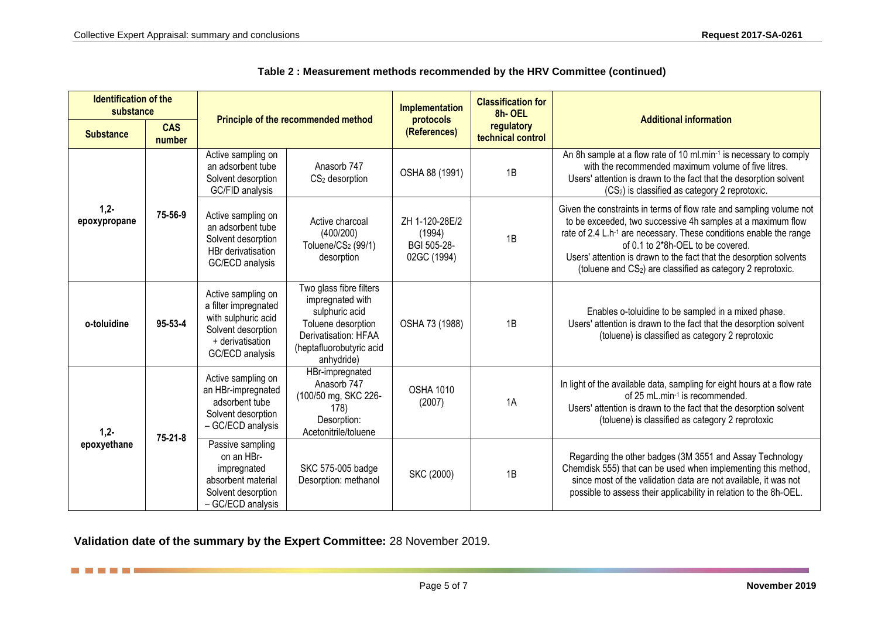**Table 2 : Measurement methods recommended by the HRV Committee (continued)**

| Identification of the substance | | Principle of the recommended method | | Implementation protocols (References) | Classification for 8h- OEL regulatory technical control | Additional information |
|---|---|---|---|---|---|---|
| Substance | CAS number | | | | | |
| 1,2-epoxypropane | 75-56-9 | Active sampling on an adsorbent tube Solvent desorption GC/FID analysis | Anasorb 747 $CS_2$ desorption | OSHA 88 (1991) | 1B | An 8h sample at a flow rate of 10 ml.min$^{-1}$ is necessary to comply with the recommended maximum volume of five litres. Users' attention is drawn to the fact that the desorption solvent ($CS_2$) is classified as category 2 reprotoxic. |
| | | Active sampling on an adsorbent tube Solvent desorption HBr derivatisation GC/ECD analysis | Active charcoal (400/200) Toluene/$CS_2$ (99/1) desorption | ZH 1-120-28E/2 (1994) BGI 505-28-02GC (1994) | 1B | Given the constraints in terms of flow rate and sampling volume not to be exceeded, two successive 4h samples at a maximum flow rate of 2.4 L.h$^{-1}$ are necessary. These conditions enable the range of 0.1 to 2*8h-OEL to be covered. Users' attention is drawn to the fact that the desorption solvents (toluene and $CS_2$) are classified as category 2 reprotoxic. |
| o-toluidine | 95-53-4 | Active sampling on a filter impregnated with sulphuric acid Solvent desorption + derivatisation GC/ECD analysis | Two glass fibre filters impregnated with sulphuric acid Toluene desorption Derivatisation: HFAA (heptafluorobutyric acid anhydride) | OSHA 73 (1988) | 1B | Enables o-toluidine to be sampled in a mixed phase. Users' attention is drawn to the fact that the desorption solvent (toluene) is classified as category 2 reprotoxic |
| 1,2-epoxyethane | 75-21-8 | Active sampling on an HBr-impregnated adsorbent tube Solvent desorption – GC/ECD analysis | HBr-impregnated Anasorb 747 (100/50 mg, SKC 226-178) Desorption: Acetonitrile/toluene | OSHA 1010 (2007) | 1A | In light of the available data, sampling for eight hours at a flow rate of 25 mL.min$^{-1}$ is recommended. Users' attention is drawn to the fact that the desorption solvent (toluene) is classified as category 2 reprotoxic |
| | | Passive sampling on an HBr-impregnated absorbent material Solvent desorption – GC/ECD analysis | SKC 575-005 badge Desorption: methanol | SKC (2000) | 1B | Regarding the other badges (3M 3551 and Assay Technology Chemdisk 555) that can be used when implementing this method, since most of the validation data are not available, it was not possible to assess their applicability in relation to the 8h-OEL. |

**Validation date of the summary by the Expert Committee:** 28 November 2019.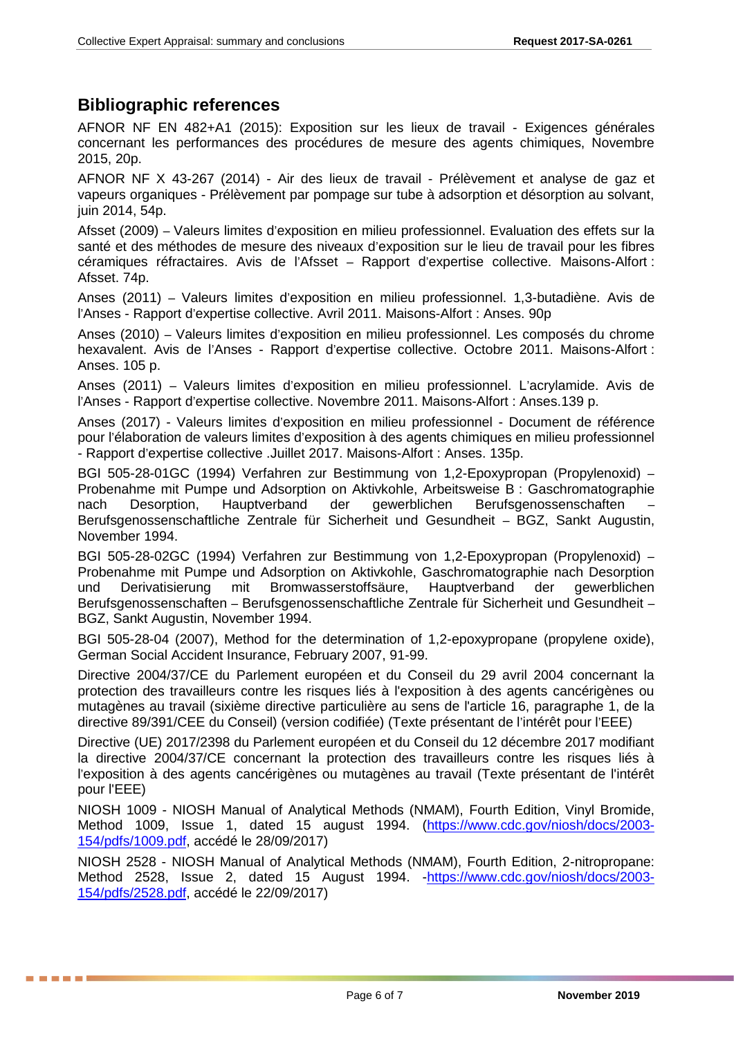## Bibliographic references

AFNOR NF EN 482+A1 (2015): Exposition sur les lieux de travail - Exigences générales concernant les performances des procédures de mesure des agents chimiques, Novembre 2015, 20p.

AFNOR NF X 43-267 (2014) - Air des lieux de travail - Prélèvement et analyse de gaz et vapeurs organiques - Prélèvement par pompage sur tube à adsorption et désorption au solvant, juin 2014, 54p.

Afsset (2009) – Valeurs limites d'exposition en milieu professionnel. Evaluation des effets sur la santé et des méthodes de mesure des niveaux d'exposition sur le lieu de travail pour les fibres céramiques réfractaires. Avis de l'Afsset – Rapport d'expertise collective. Maisons-Alfort : Afsset. 74p.

Anses (2011) – Valeurs limites d'exposition en milieu professionnel. 1,3-butadiène. Avis de l'Anses - Rapport d'expertise collective. Avril 2011. Maisons-Alfort : Anses. 90p

Anses (2010) – Valeurs limites d'exposition en milieu professionnel. Les composés du chrome hexavalent. Avis de l'Anses - Rapport d'expertise collective. Octobre 2011. Maisons-Alfort : Anses. 105 p.

Anses (2011) – Valeurs limites d'exposition en milieu professionnel. L'acrylamide. Avis de l'Anses - Rapport d'expertise collective. Novembre 2011. Maisons-Alfort : Anses.139 p.

Anses (2017) - Valeurs limites d'exposition en milieu professionnel - Document de référence pour l'élaboration de valeurs limites d'exposition à des agents chimiques en milieu professionnel - Rapport d'expertise collective .Juillet 2017. Maisons-Alfort : Anses. 135p.

BGI 505-28-01GC (1994) Verfahren zur Bestimmung von 1,2-Epoxypropan (Propylenoxid) – Probenahme mit Pumpe und Adsorption on Aktivkohle, Arbeitsweise B : Gaschromatographie nach Desorption, Hauptverband der gewerblichen Berufsgenossenschaften – Berufsgenossenschaftliche Zentrale für Sicherheit und Gesundheit – BGZ, Sankt Augustin, November 1994.

BGI 505-28-02GC (1994) Verfahren zur Bestimmung von 1,2-Epoxypropan (Propylenoxid) – Probenahme mit Pumpe und Adsorption on Aktivkohle, Gaschromatographie nach Desorption und Derivatisierung mit Bromwasserstoffsäure, Hauptverband der gewerblichen Berufsgenossenschaften – Berufsgenossenschaftliche Zentrale für Sicherheit und Gesundheit – BGZ, Sankt Augustin, November 1994.

BGI 505-28-04 (2007), Method for the determination of 1,2-epoxypropane (propylene oxide), German Social Accident Insurance, February 2007, 91-99.

Directive 2004/37/CE du Parlement européen et du Conseil du 29 avril 2004 concernant la protection des travailleurs contre les risques liés à l'exposition à des agents cancérigènes ou mutagènes au travail (sixième directive particulière au sens de l'article 16, paragraphe 1, de la directive 89/391/CEE du Conseil) (version codifiée) (Texte présentant de l'intérêt pour l'EEE)

Directive (UE) 2017/2398 du Parlement européen et du Conseil du 12 décembre 2017 modifiant la directive 2004/37/CE concernant la protection des travailleurs contre les risques liés à l'exposition à des agents cancérigènes ou mutagènes au travail (Texte présentant de l'intérêt pour l'EEE)

NIOSH 1009 - NIOSH Manual of Analytical Methods (NMAM), Fourth Edition, Vinyl Bromide, Method 1009, Issue 1, dated 15 august 1994. (https://www.cdc.gov/niosh/docs/2003-154/pdfs/1009.pdf, accédé le 28/09/2017)

NIOSH 2528 - NIOSH Manual of Analytical Methods (NMAM), Fourth Edition, 2-nitropropane: Method 2528, Issue 2, dated 15 August 1994. -https://www.cdc.gov/niosh/docs/2003-154/pdfs/2528.pdf, accédé le 22/09/2017)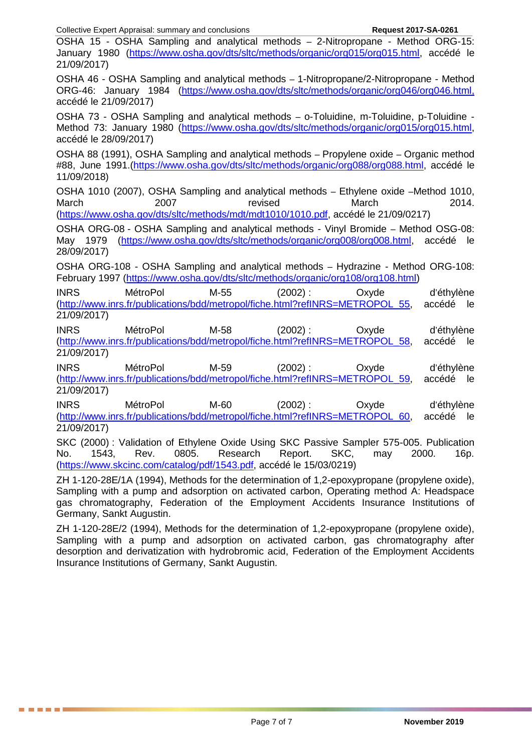OSHA 15 - OSHA Sampling and analytical methods – 2-Nitropropane - Method ORG-15: January 1980 (https://www.osha.gov/dts/sltc/methods/organic/org015/org015.html, accédé le 21/09/2017)

OSHA 46 - OSHA Sampling and analytical methods – 1-Nitropropane/2-Nitropropane - Method ORG-46: January 1984 (https://www.osha.gov/dts/sltc/methods/organic/org046/org046.html, accédé le 21/09/2017)

OSHA 73 - OSHA Sampling and analytical methods – o-Toluidine, m-Toluidine, p-Toluidine - Method 73: January 1980 (https://www.osha.gov/dts/sltc/methods/organic/org015/org015.html, accédé le 28/09/2017)

OSHA 88 (1991), OSHA Sampling and analytical methods – Propylene oxide – Organic method #88, June 1991.(https://www.osha.gov/dts/sltc/methods/organic/org088/org088.html, accédé le 11/09/2018)

OSHA 1010 (2007), OSHA Sampling and analytical methods – Ethylene oxide –Method 1010, March 2007 revised March 2014. (https://www.osha.gov/dts/sltc/methods/mdt/mdt1010/1010.pdf, accédé le 21/09/0217)

OSHA ORG-08 - OSHA Sampling and analytical methods - Vinyl Bromide – Method OSG-08: May 1979 (https://www.osha.gov/dts/sltc/methods/organic/org008/org008.html, accédé le 28/09/2017)

OSHA ORG-108 - OSHA Sampling and analytical methods – Hydrazine - Method ORG-108: February 1997 (https://www.osha.gov/dts/sltc/methods/organic/org108/org108.html)

INRS MétroPol M-55 (2002) : Oxyde d'éthylène (http://www.inrs.fr/publications/bdd/metropol/fiche.html?refINRS=METROPOL_55, accédé le 21/09/2017)

INRS MétroPol M-58 (2002) : Oxyde d'éthylène (http://www.inrs.fr/publications/bdd/metropol/fiche.html?refINRS=METROPOL_58, accédé le 21/09/2017)

INRS MétroPol M-59 (2002) : Oxyde d'éthylène (http://www.inrs.fr/publications/bdd/metropol/fiche.html?refINRS=METROPOL_59, accédé le 21/09/2017)

INRS MétroPol M-60 (2002) : Oxyde d'éthylène (http://www.inrs.fr/publications/bdd/metropol/fiche.html?refINRS=METROPOL_60, accédé le 21/09/2017)

SKC (2000) : Validation of Ethylene Oxide Using SKC Passive Sampler 575-005. Publication No. 1543, Rev. 0805. Research Report. SKC, may 2000. 16p. (https://www.skcinc.com/catalog/pdf/1543.pdf, accédé le 15/03/0219)

ZH 1-120-28E/1A (1994), Methods for the determination of 1,2-epoxypropane (propylene oxide), Sampling with a pump and adsorption on activated carbon, Operating method A: Headspace gas chromatography, Federation of the Employment Accidents Insurance Institutions of Germany, Sankt Augustin.

ZH 1-120-28E/2 (1994), Methods for the determination of 1,2-epoxypropane (propylene oxide), Sampling with a pump and adsorption on activated carbon, gas chromatography after desorption and derivatization with hydrobromic acid, Federation of the Employment Accidents Insurance Institutions of Germany, Sankt Augustin.